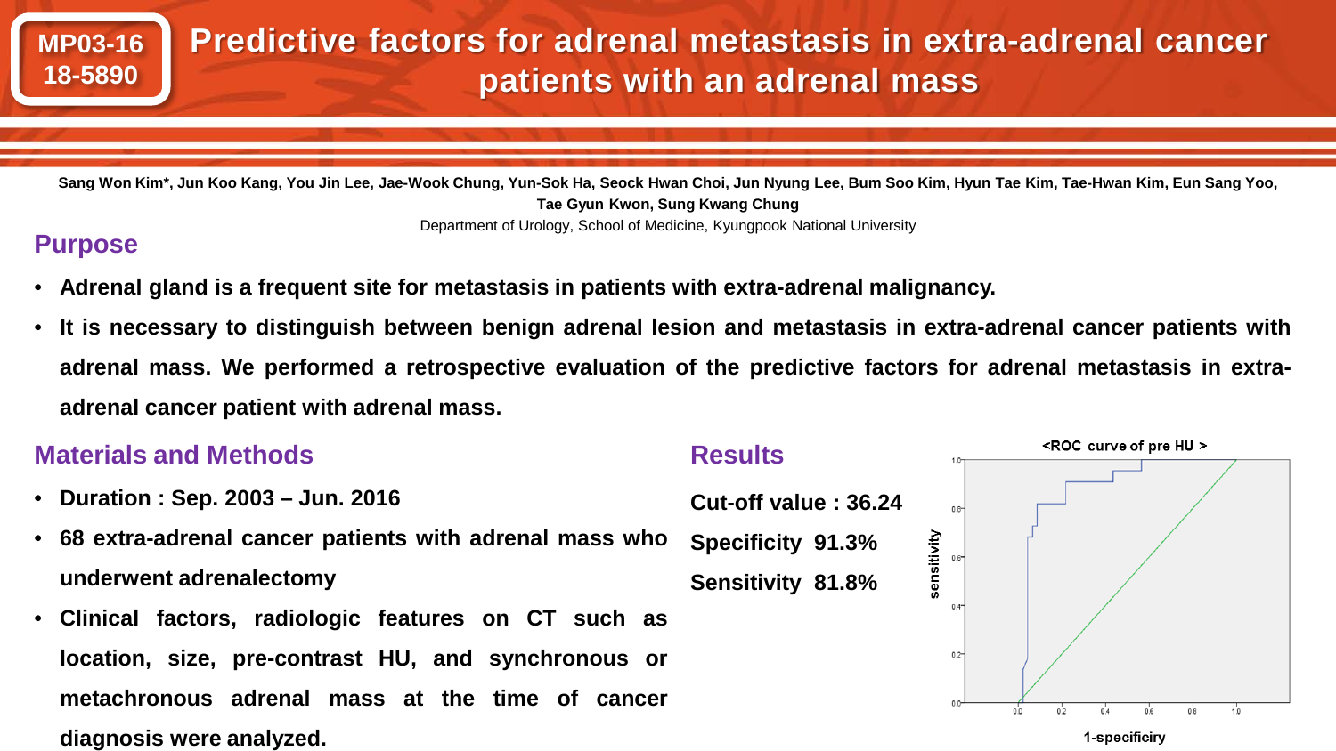MP03-16
18-5890

# Predictive factors for adrenal metastasis in extra-adrenal cancer patients with an adrenal mass

**Sang Won Kim*, Jun Koo Kang, You Jin Lee, Jae-Wook Chung, Yun-Sok Ha, Seock Hwan Choi, Jun Nyung Lee, Bum Soo Kim, Hyun Tae Kim, Tae-Hwan Kim, Eun Sang Yoo, Tae Gyun Kwon, Sung Kwang Chung**

Department of Urology, School of Medicine, Kyungpook National University

## Purpose

- **Adrenal gland is a frequent site for metastasis in patients with extra-adrenal malignancy.**
- **It is necessary to distinguish between benign adrenal lesion and metastasis in extra-adrenal cancer patients with adrenal mass. We performed a retrospective evaluation of the predictive factors for adrenal metastasis in extra-adrenal cancer patient with adrenal mass.**

## Materials and Methods

- **Duration : Sep. 2003 – Jun. 2016**
- **68 extra-adrenal cancer patients with adrenal mass who underwent adrenalectomy**
- **Clinical factors, radiologic features on CT such as location, size, pre-contrast HU, and synchronous or metachronous adrenal mass at the time of cancer diagnosis were analyzed.**

## Results

**Cut-off value : 36.24**

**Specificity 91.3%**

**Sensitivity 81.8%**

<ROC curve of pre HU >

sensitivity

1-specificiry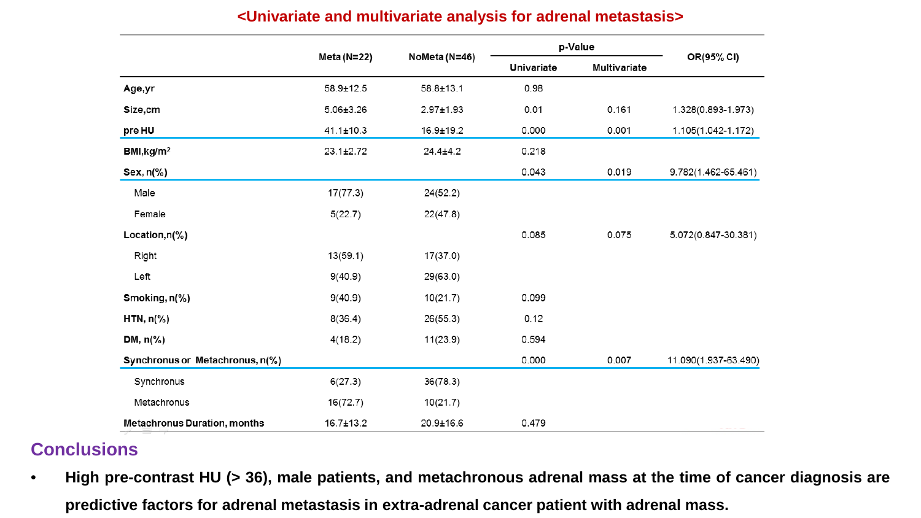## <Univariate and multivariate analysis for adrenal metastasis>

| | Meta (N=22) | NoMeta (N=46) | p-Value | | OR(95% CI) |
|---|---|---|---|---|---|
| | | | Univariate | Multivariate | |
| **Age,yr** | 58.9±12.5 | 58.8±13.1 | 0.98 | | |
| **Size,cm** | 5.06±3.26 | 2.97±1.93 | 0.01 | 0.161 | 1.328(0.893-1.973) |
| **pre HU** | 41.1±10.3 | 16.9±19.2 | 0.000 | 0.001 | 1.105(1.042-1.172) |
| **BMI,kg/m$^2$** | 23.1±2.72 | 24.4±4.2 | 0.218 | | |
| **Sex, n(%)** | | | 0.043 | 0.019 | 9.782(1.462-65.461) |
| Male | 17(77.3) | 24(52.2) | | | |
| Female | 5(22.7) | 22(47.8) | | | |
| **Location,n(%)** | | | 0.085 | 0.075 | 5.072(0.847-30.381) |
| Right | 13(59.1) | 17(37.0) | | | |
| Left | 9(40.9) | 29(63.0) | | | |
| **Smoking, n(%)** | 9(40.9) | 10(21.7) | 0.099 | | |
| **HTN, n(%)** | 8(36.4) | 26(55.3) | 0.12 | | |
| **DM, n(%)** | 4(18.2) | 11(23.9) | 0.594 | | |
| **Synchronus or Metachronus, n(%)** | | | 0.000 | 0.007 | 11.090(1.937-63.490) |
| Synchronus | 6(27.3) | 36(78.3) | | | |
| Metachronus | 16(72.7) | 10(21.7) | | | |
| **Metachronus Duration, months** | 16.7±13.2 | 20.9±16.6 | 0.479 | | |

## Conclusions

- **High pre-contrast HU (> 36), male patients, and metachronous adrenal mass at the time of cancer diagnosis are predictive factors for adrenal metastasis in extra-adrenal cancer patient with adrenal mass.**